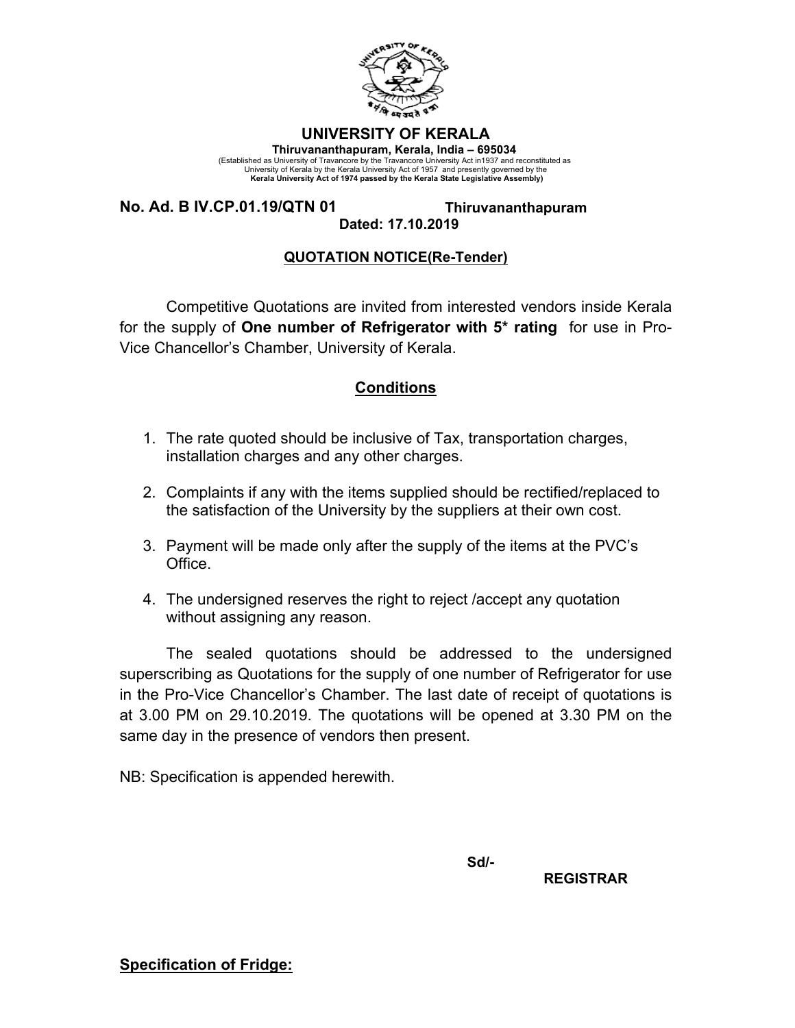# UNIVERSITY OF KERALA

**Thiruvananthapuram, Kerala, India – 695034**

(Established as University of Travancore by the Travancore University Act in1937 and reconstituted as University of Kerala by the Kerala University Act of 1957 and presently governed by the **Kerala University Act of 1974 passed by the Kerala State Legislative Assembly)**

**No. Ad. B IV.CP.01.19/QTN 01** **Thiruvananthapuram**
**Dated: 17.10.2019**

**QUOTATION NOTICE(Re-Tender)**

Competitive Quotations are invited from interested vendors inside Kerala for the supply of **One number of Refrigerator with 5* rating** for use in Pro-Vice Chancellor's Chamber, University of Kerala.

## Conditions

1. The rate quoted should be inclusive of Tax, transportation charges, installation charges and any other charges.
2. Complaints if any with the items supplied should be rectified/replaced to the satisfaction of the University by the suppliers at their own cost.
3. Payment will be made only after the supply of the items at the PVC's Office.
4. The undersigned reserves the right to reject /accept any quotation without assigning any reason.

The sealed quotations should be addressed to the undersigned superscribing as Quotations for the supply of one number of Refrigerator for use in the Pro-Vice Chancellor's Chamber. The last date of receipt of quotations is at 3.00 PM on 29.10.2019. The quotations will be opened at 3.30 PM on the same day in the presence of vendors then present.

NB: Specification is appended herewith.

**Sd/-**

**REGISTRAR**

**Specification of Fridge:**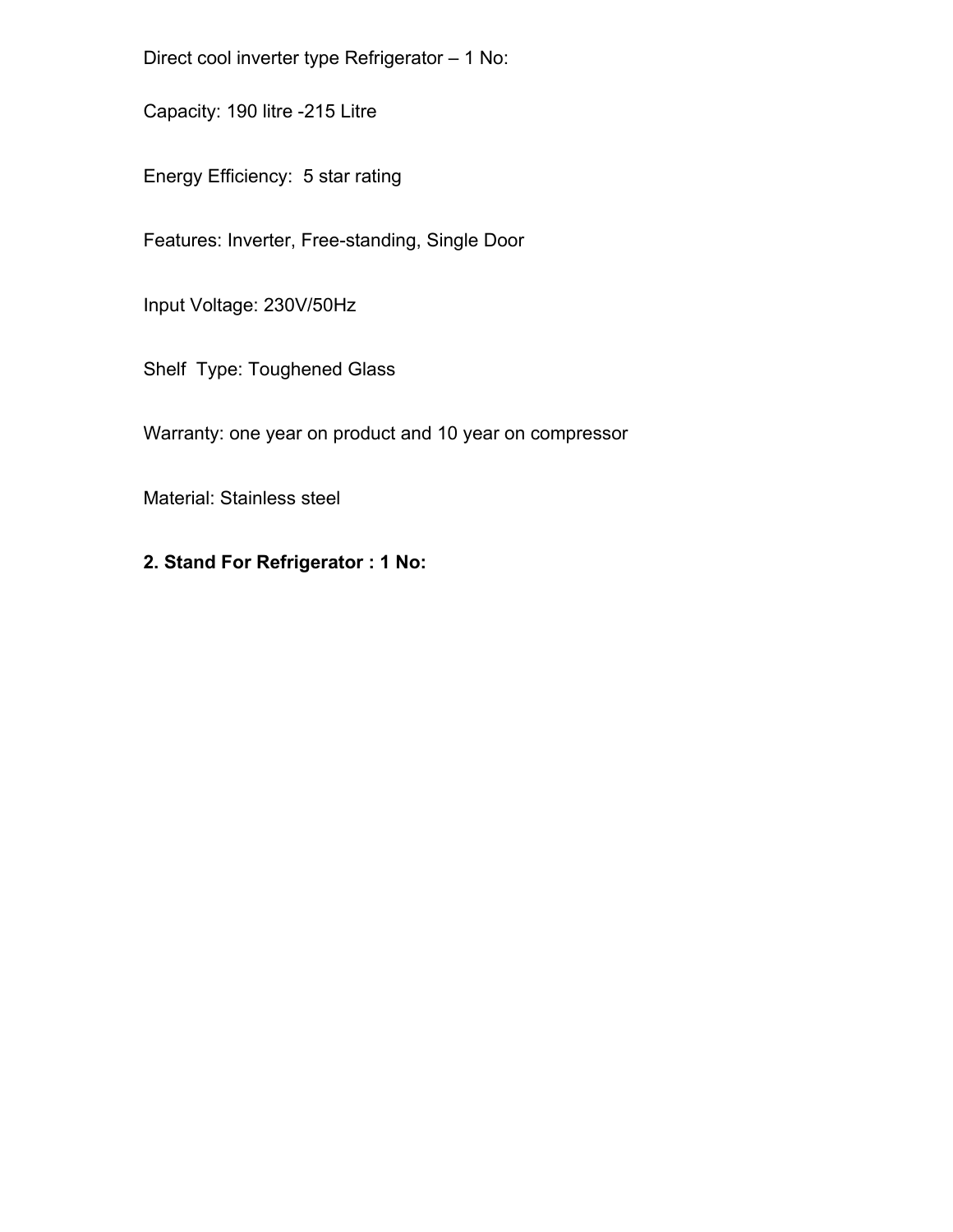Direct cool inverter type Refrigerator – 1 No:

Capacity: 190 litre -215 Litre

Energy Efficiency:  5 star rating

Features: Inverter, Free-standing, Single Door

Input Voltage: 230V/50Hz

Shelf  Type: Toughened Glass

Warranty: one year on product and 10 year on compressor

Material: Stainless steel

**2. Stand For Refrigerator : 1 No:**